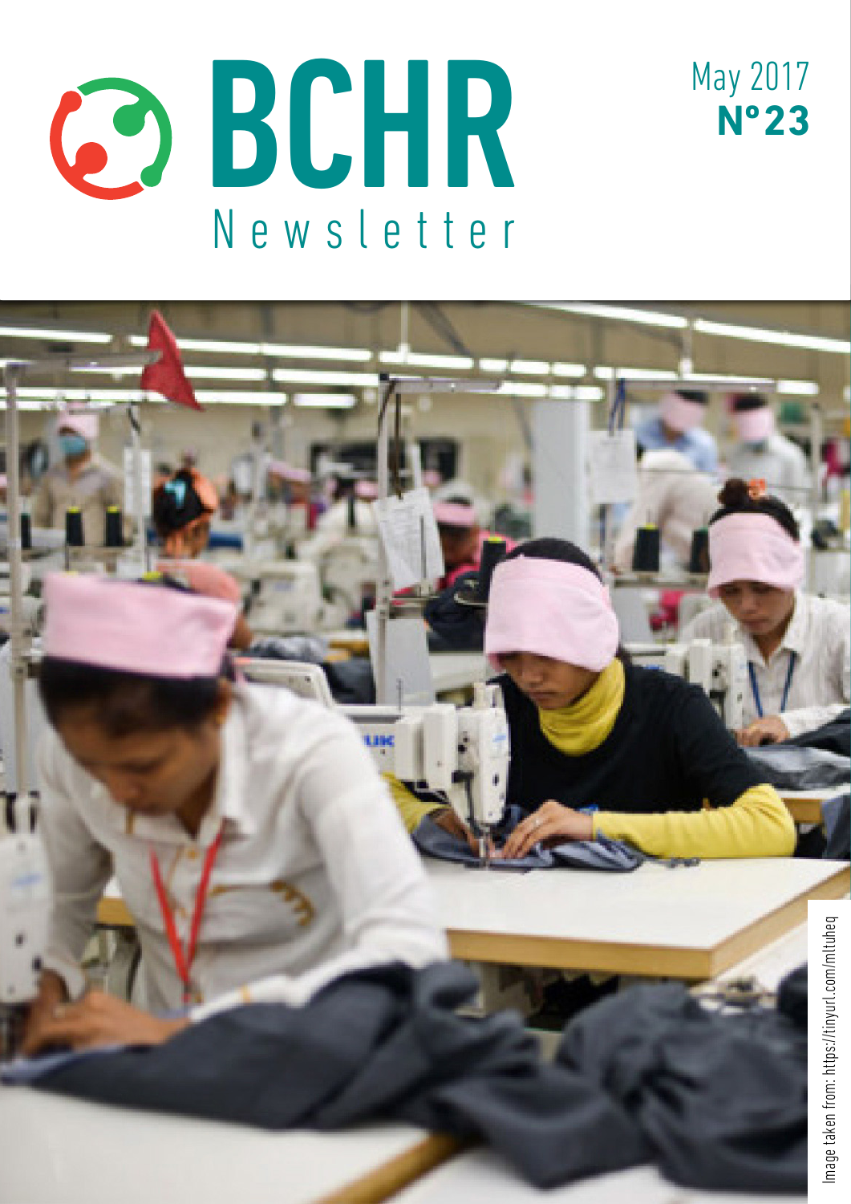# BCHR Newsletter

May 2017
**Nº23**

Image taken from: https://tinyurl.com/mltuheq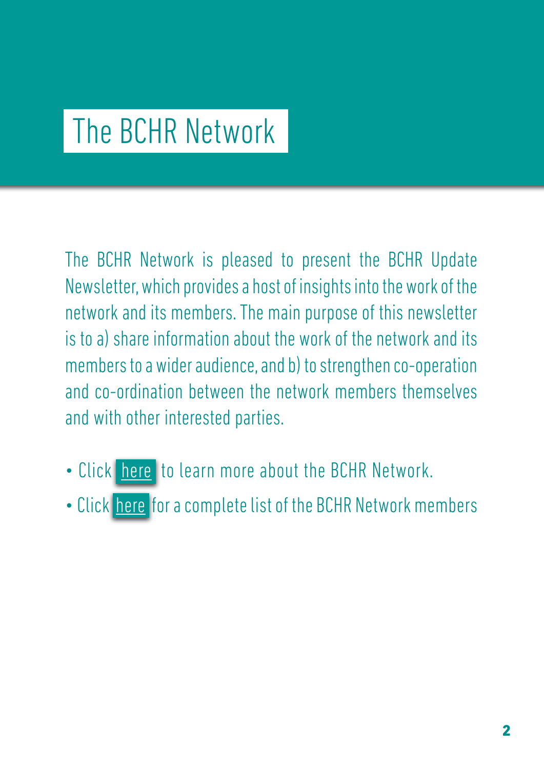# The BCHR Network

The BCHR Network is pleased to present the BCHR Update Newsletter, which provides a host of insights into the work of the network and its members. The main purpose of this newsletter is to a) share information about the work of the network and its members to a wider audience, and b) to strengthen co-operation and co-ordination between the network members themselves and with other interested parties.

- Click here to learn more about the BCHR Network.
- Click here for a complete list of the BCHR Network members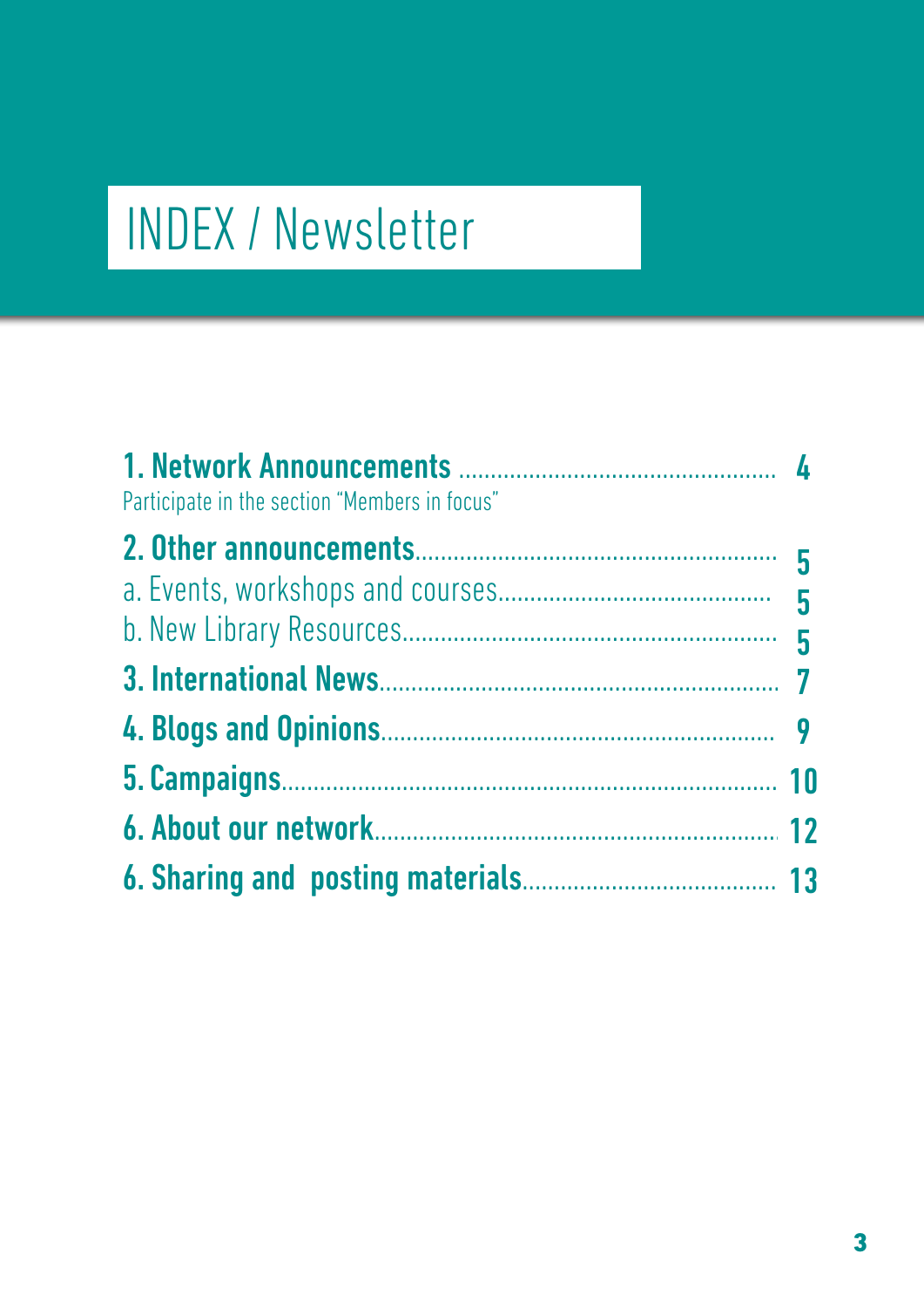# INDEX / Newsletter

**1. Network Announcements** ............................................. **4**
Participate in the section "Members in focus"

**2. Other announcements**................................................... **5**
a. Events, workshops and courses........................................ **5**
b. New Library Resources..................................................... **5**

**3. International News**.......................................................... **7**

**4. Blogs and Opinions**......................................................... **9**

**5. Campaigns**........................................................................ **10**

**6. About our network**.......................................................... **12**

**6. Sharing and  posting materials**..................................... **13**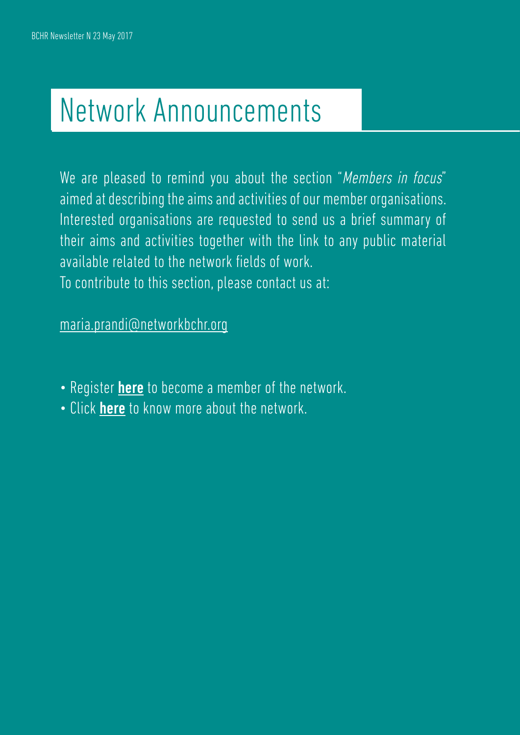# Network Announcements

We are pleased to remind you about the section "*Members in focus*" aimed at describing the aims and activities of our member organisations. Interested organisations are requested to send us a brief summary of their aims and activities together with the link to any public material available related to the network fields of work.
To contribute to this section, please contact us at:

maria.prandi@networkbchr.org

- Register **here** to become a member of the network.
- Click **here** to know more about the network.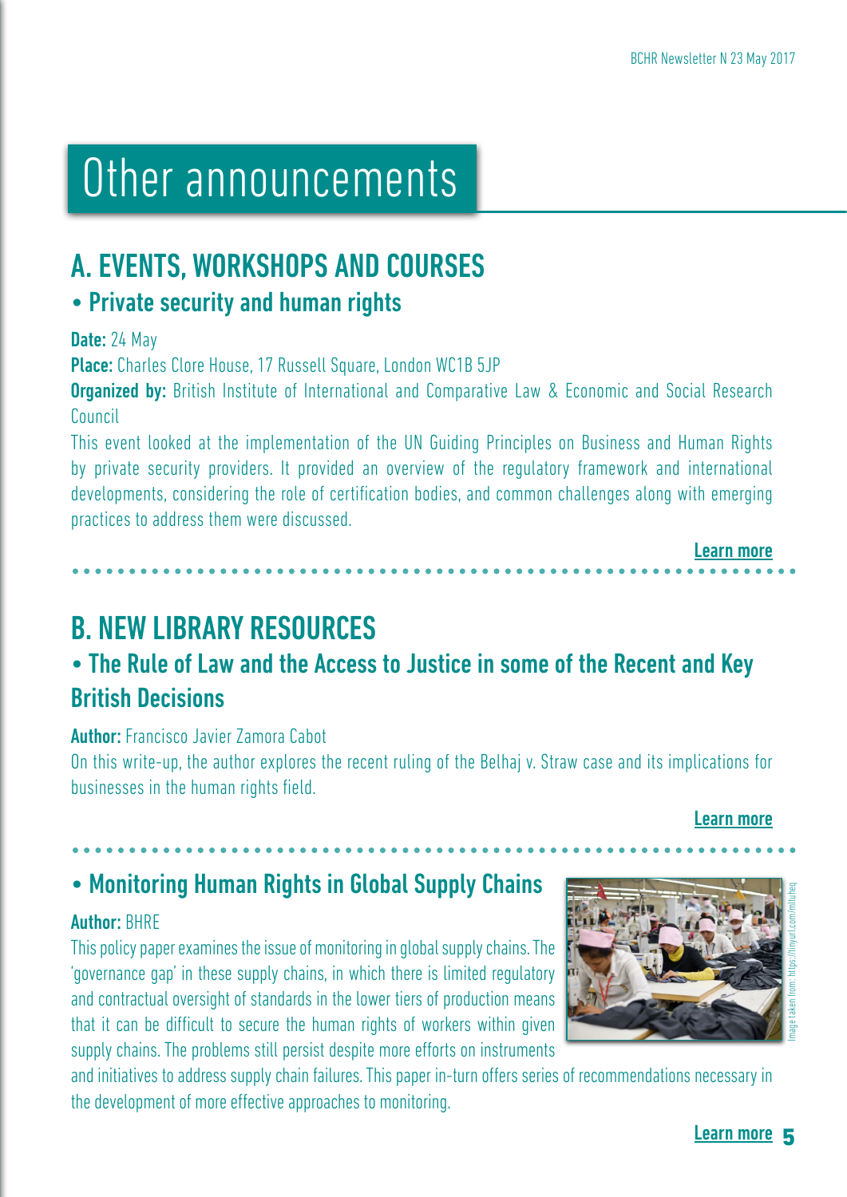# Other announcements

## A. EVENTS, WORKSHOPS AND COURSES

### • Private security and human rights

**Date:** 24 May

**Place:** Charles Clore House, 17 Russell Square, London WC1B 5JP

**Organized by:** British Institute of International and Comparative Law & Economic and Social Research Council

This event looked at the implementation of the UN Guiding Principles on Business and Human Rights by private security providers. It provided an overview of the regulatory framework and international developments, considering the role of certification bodies, and common challenges along with emerging practices to address them were discussed.

**Learn more**

## B. NEW LIBRARY RESOURCES

### • The Rule of Law and the Access to Justice in some of the Recent and Key British Decisions

**Author:** Francisco Javier Zamora Cabot

On this write-up, the author explores the recent ruling of the Belhaj v. Straw case and its implications for businesses in the human rights field.

**Learn more**

### • Monitoring Human Rights in Global Supply Chains

**Author:** BHRE

This policy paper examines the issue of monitoring in global supply chains. The 'governance gap' in these supply chains, in which there is limited regulatory and contractual oversight of standards in the lower tiers of production means that it can be difficult to secure the human rights of workers within given supply chains. The problems still persist despite more efforts on instruments and initiatives to address supply chain failures. This paper in-turn offers series of recommendations necessary in the development of more effective approaches to monitoring.

Image taken from: https://tinyurl.com/mltuheq

**Learn more**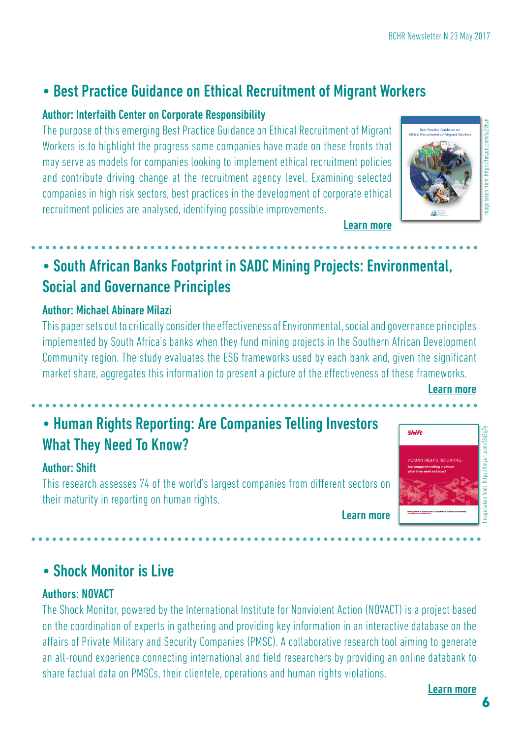## • Best Practice Guidance on Ethical Recruitment of Migrant Workers

**Author: Interfaith Center on Corporate Responsibility**

The purpose of this emerging Best Practice Guidance on Ethical Recruitment of Migrant Workers is to highlight the progress some companies have made on these fronts that may serve as models for companies looking to implement ethical recruitment policies and contribute driving change at the recruitment agency level. Examining selected companies in high risk sectors, best practices in the development of corporate ethical recruitment policies are analysed, identifying possible improvements.

Image taken from: https://tinyurl.com/lu29bvn

**Learn more**

## • South African Banks Footprint in SADC Mining Projects: Environmental, Social and Governance Principles

**Author: Michael Abinare Milazi**

This paper sets out to critically consider the effectiveness of Environmental, social and governance principles implemented by South Africa's banks when they fund mining projects in the Southern African Development Community region. The study evaluates the ESG frameworks used by each bank and, given the significant market share, aggregates this information to present a picture of the effectiveness of these frameworks.

**Learn more**

## • Human Rights Reporting: Are Companies Telling Investors What They Need To Know?

**Author: Shift**

This research assesses 74 of the world's largest companies from different sectors on their maturity in reporting on human rights.

Image taken from: https://tinyurl.com/l3d2g7y

**Learn more**

## • Shock Monitor is Live

**Authors: NOVACT**

The Shock Monitor, powered by the International Institute for Nonviolent Action (NOVACT) is a project based on the coordination of experts in gathering and providing key information in an interactive database on the affairs of Private Military and Security Companies (PMSC). A collaborative research tool aiming to generate an all-round experience connecting international and field researchers by providing an online databank to share factual data on PMSCs, their clientele, operations and human rights violations.

**Learn more**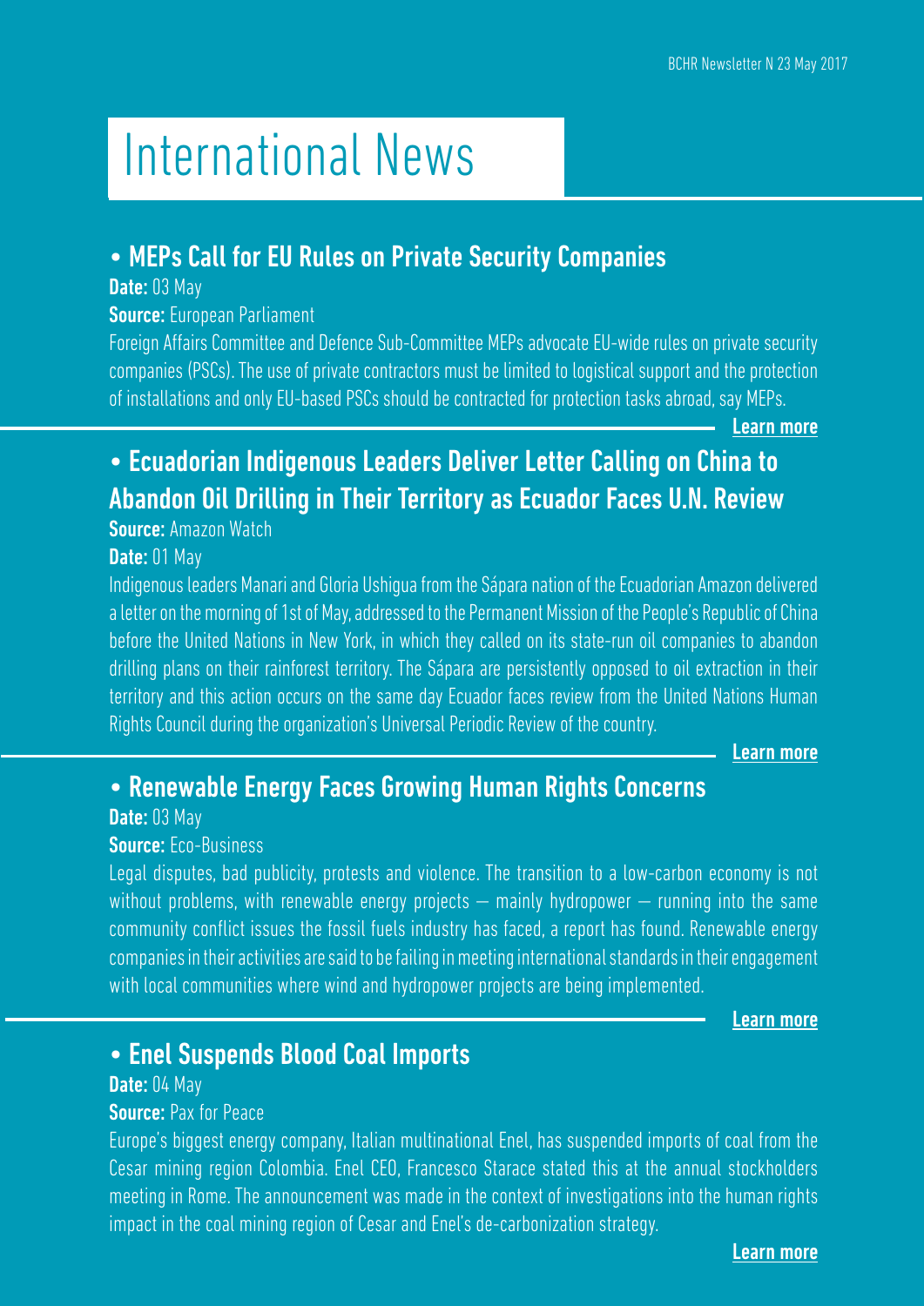# International News

## • MEPs Call for EU Rules on Private Security Companies

**Date:** 03 May

**Source:** European Parliament

Foreign Affairs Committee and Defence Sub-Committee MEPs advocate EU-wide rules on private security companies (PSCs). The use of private contractors must be limited to logistical support and the protection of installations and only EU-based PSCs should be contracted for protection tasks abroad, say MEPs.

**Learn more**

## • Ecuadorian Indigenous Leaders Deliver Letter Calling on China to Abandon Oil Drilling in Their Territory as Ecuador Faces U.N. Review

**Source:** Amazon Watch

**Date:** 01 May

Indigenous leaders Manari and Gloria Ushigua from the Sápara nation of the Ecuadorian Amazon delivered a letter on the morning of 1st of May, addressed to the Permanent Mission of the People's Republic of China before the United Nations in New York, in which they called on its state-run oil companies to abandon drilling plans on their rainforest territory. The Sápara are persistently opposed to oil extraction in their territory and this action occurs on the same day Ecuador faces review from the United Nations Human Rights Council during the organization's Universal Periodic Review of the country.

**Learn more**

## • Renewable Energy Faces Growing Human Rights Concerns

**Date:** 03 May

**Source:** Eco-Business

Legal disputes, bad publicity, protests and violence. The transition to a low-carbon economy is not without problems, with renewable energy projects — mainly hydropower — running into the same community conflict issues the fossil fuels industry has faced, a report has found. Renewable energy companies in their activities are said to be failing in meeting international standards in their engagement with local communities where wind and hydropower projects are being implemented.

**Learn more**

## • Enel Suspends Blood Coal Imports

**Date:** 04 May

**Source:** Pax for Peace

Europe's biggest energy company, Italian multinational Enel, has suspended imports of coal from the Cesar mining region Colombia. Enel CEO, Francesco Starace stated this at the annual stockholders meeting in Rome. The announcement was made in the context of investigations into the human rights impact in the coal mining region of Cesar and Enel's de-carbonization strategy.

**Learn more**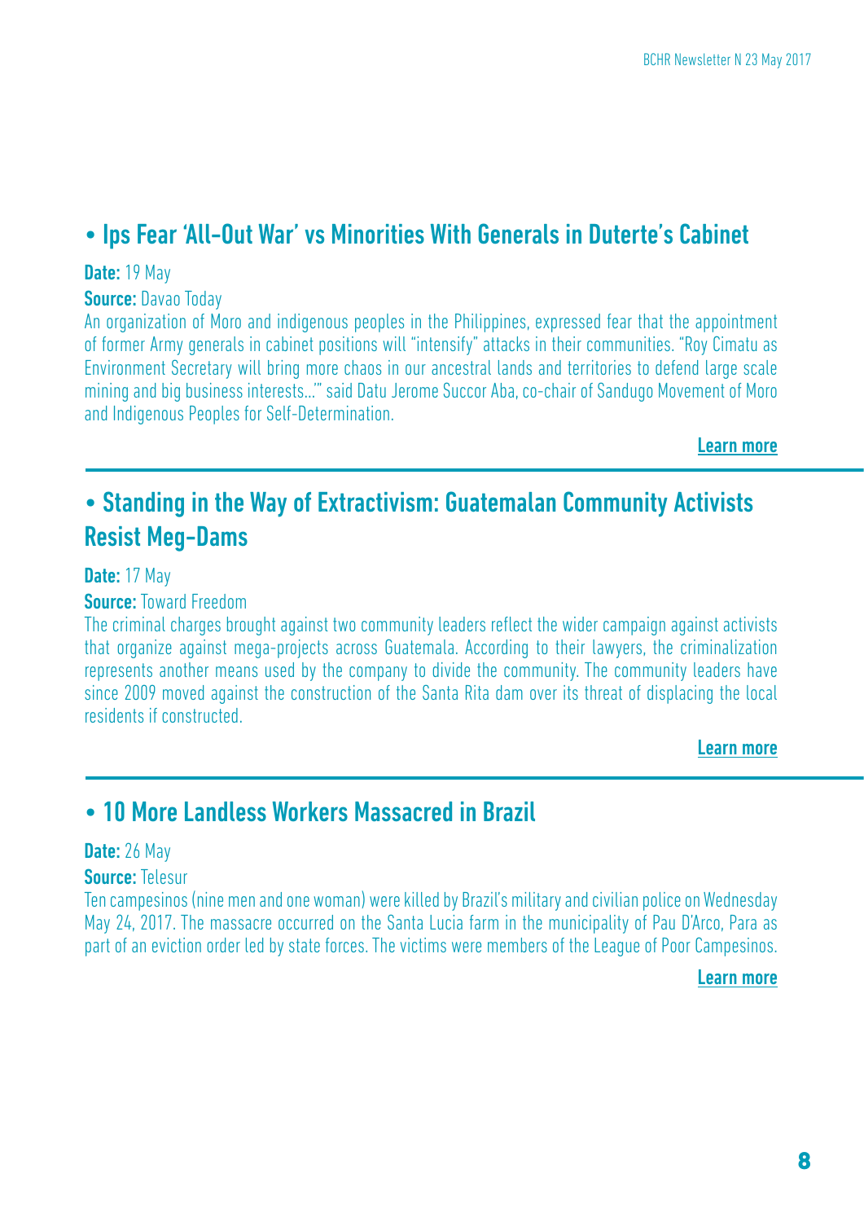## • Ips Fear 'All-Out War' vs Minorities With Generals in Duterte's Cabinet

**Date:** 19 May

**Source:** Davao Today

An organization of Moro and indigenous peoples in the Philippines, expressed fear that the appointment of former Army generals in cabinet positions will "intensify" attacks in their communities. "Roy Cimatu as Environment Secretary will bring more chaos in our ancestral lands and territories to defend large scale mining and big business interests…'" said Datu Jerome Succor Aba, co-chair of Sandugo Movement of Moro and Indigenous Peoples for Self-Determination.

**Learn more**

## • Standing in the Way of Extractivism: Guatemalan Community Activists Resist Meg-Dams

**Date:** 17 May

**Source:** Toward Freedom

The criminal charges brought against two community leaders reflect the wider campaign against activists that organize against mega-projects across Guatemala. According to their lawyers, the criminalization represents another means used by the company to divide the community. The community leaders have since 2009 moved against the construction of the Santa Rita dam over its threat of displacing the local residents if constructed.

**Learn more**

## • 10 More Landless Workers Massacred in Brazil

**Date:** 26 May

**Source:** Telesur

Ten campesinos (nine men and one woman) were killed by Brazil's military and civilian police on Wednesday May 24, 2017. The massacre occurred on the Santa Lucia farm in the municipality of Pau D'Arco, Para as part of an eviction order led by state forces. The victims were members of the League of Poor Campesinos.

**Learn more**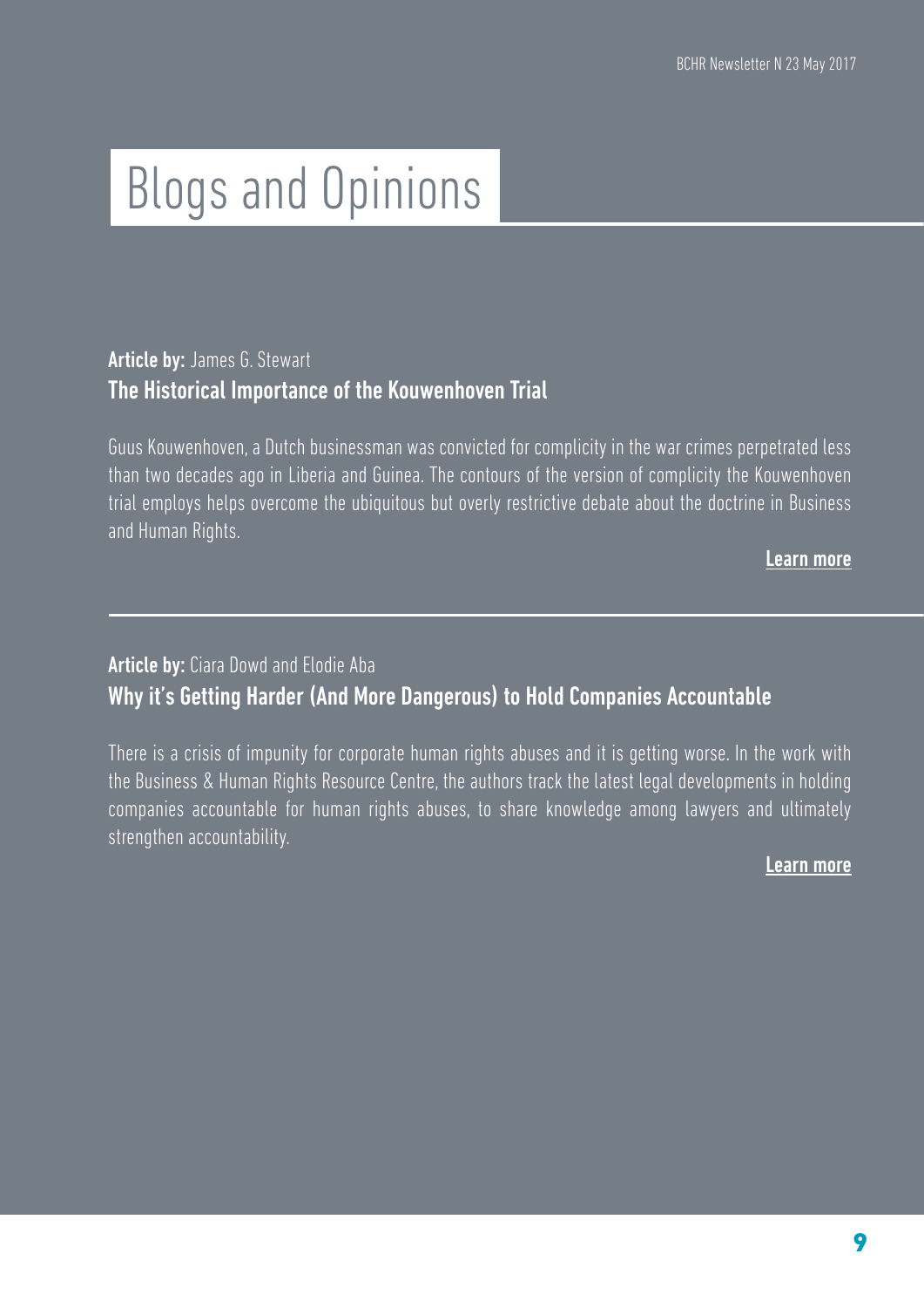# Blogs and Opinions

**Article by:** James G. Stewart

### The Historical Importance of the Kouwenhoven Trial

Guus Kouwenhoven, a Dutch businessman was convicted for complicity in the war crimes perpetrated less than two decades ago in Liberia and Guinea. The contours of the version of complicity the Kouwenhoven trial employs helps overcome the ubiquitous but overly restrictive debate about the doctrine in Business and Human Rights.

**Learn more**

---

**Article by:** Ciara Dowd and Elodie Aba

### Why it's Getting Harder (And More Dangerous) to Hold Companies Accountable

There is a crisis of impunity for corporate human rights abuses and it is getting worse. In the work with the Business & Human Rights Resource Centre, the authors track the latest legal developments in holding companies accountable for human rights abuses, to share knowledge among lawyers and ultimately strengthen accountability.

**Learn more**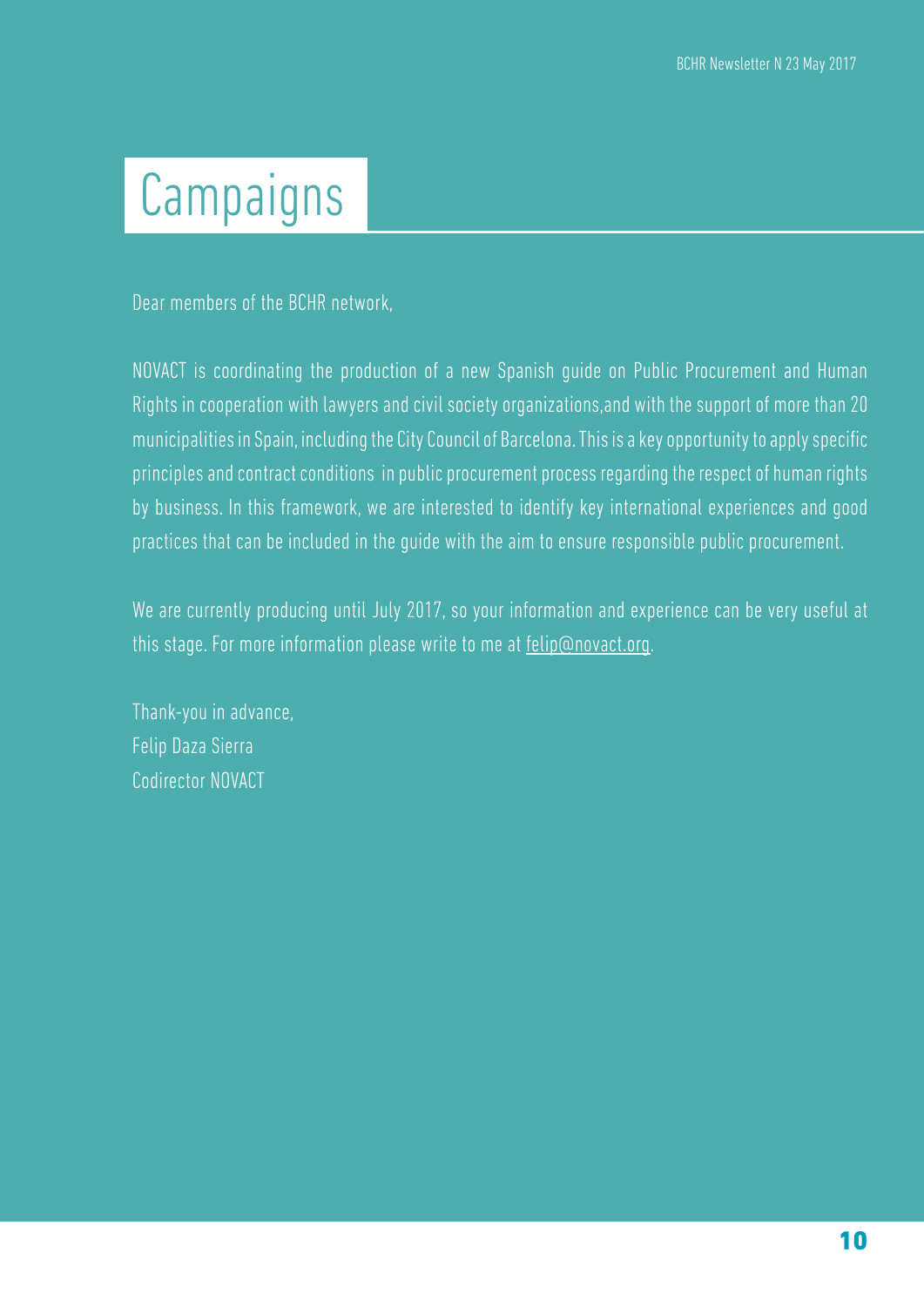# Campaigns

Dear members of the BCHR network,

NOVACT is coordinating the production of a new Spanish guide on Public Procurement and Human Rights in cooperation with lawyers and civil society organizations,and with the support of more than 20 municipalities in Spain, including the City Council of Barcelona. This is a key opportunity to apply specific principles and contract conditions in public procurement process regarding the respect of human rights by business. In this framework, we are interested to identify key international experiences and good practices that can be included in the guide with the aim to ensure responsible public procurement.

We are currently producing until July 2017, so your information and experience can be very useful at this stage. For more information please write to me at felip@novact.org.

Thank-you in advance,  
Felip Daza Sierra  
Codirector NOVACT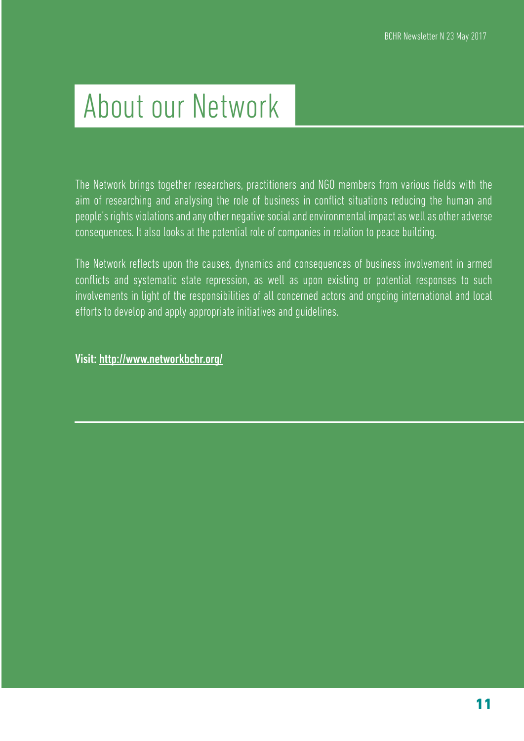# About our Network

The Network brings together researchers, practitioners and NGO members from various fields with the aim of researching and analysing the role of business in conflict situations reducing the human and people's rights violations and any other negative social and environmental impact as well as other adverse consequences. It also looks at the potential role of companies in relation to peace building.

The Network reflects upon the causes, dynamics and consequences of business involvement in armed conflicts and systematic state repression, as well as upon existing or potential responses to such involvements in light of the responsibilities of all concerned actors and ongoing international and local efforts to develop and apply appropriate initiatives and guidelines.

**Visit: http://www.networkbchr.org/**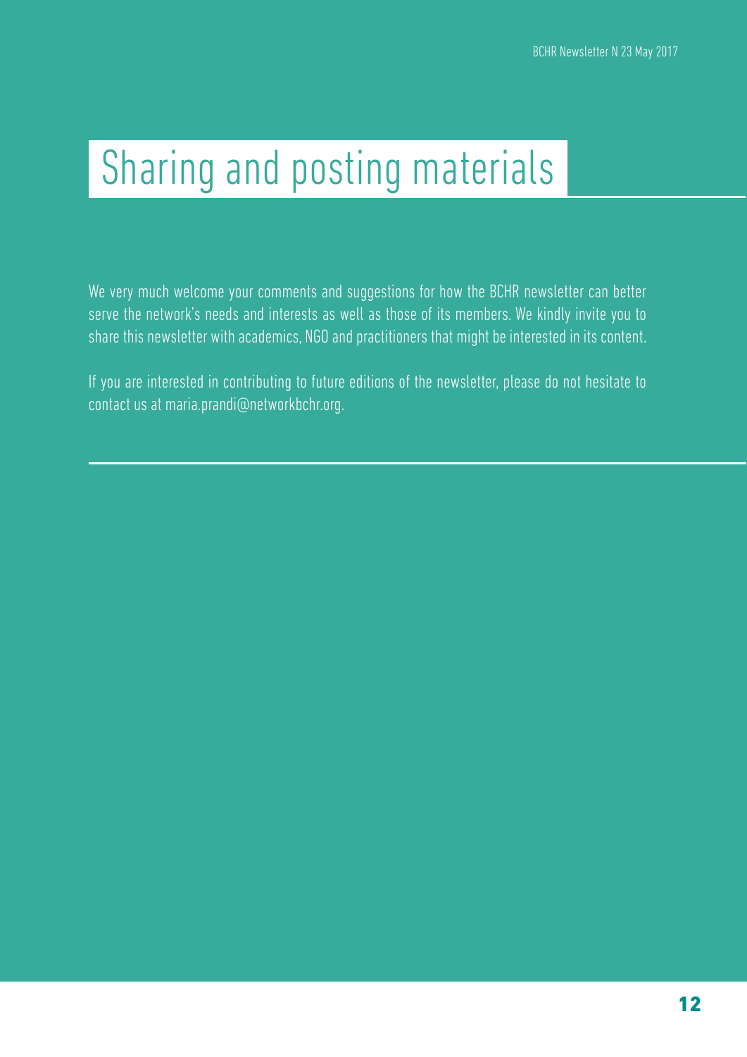# Sharing and posting materials

We very much welcome your comments and suggestions for how the BCHR newsletter can better serve the network's needs and interests as well as those of its members. We kindly invite you to share this newsletter with academics, NGO and practitioners that might be interested in its content.

If you are interested in contributing to future editions of the newsletter, please do not hesitate to contact us at maria.prandi@networkbchr.org.